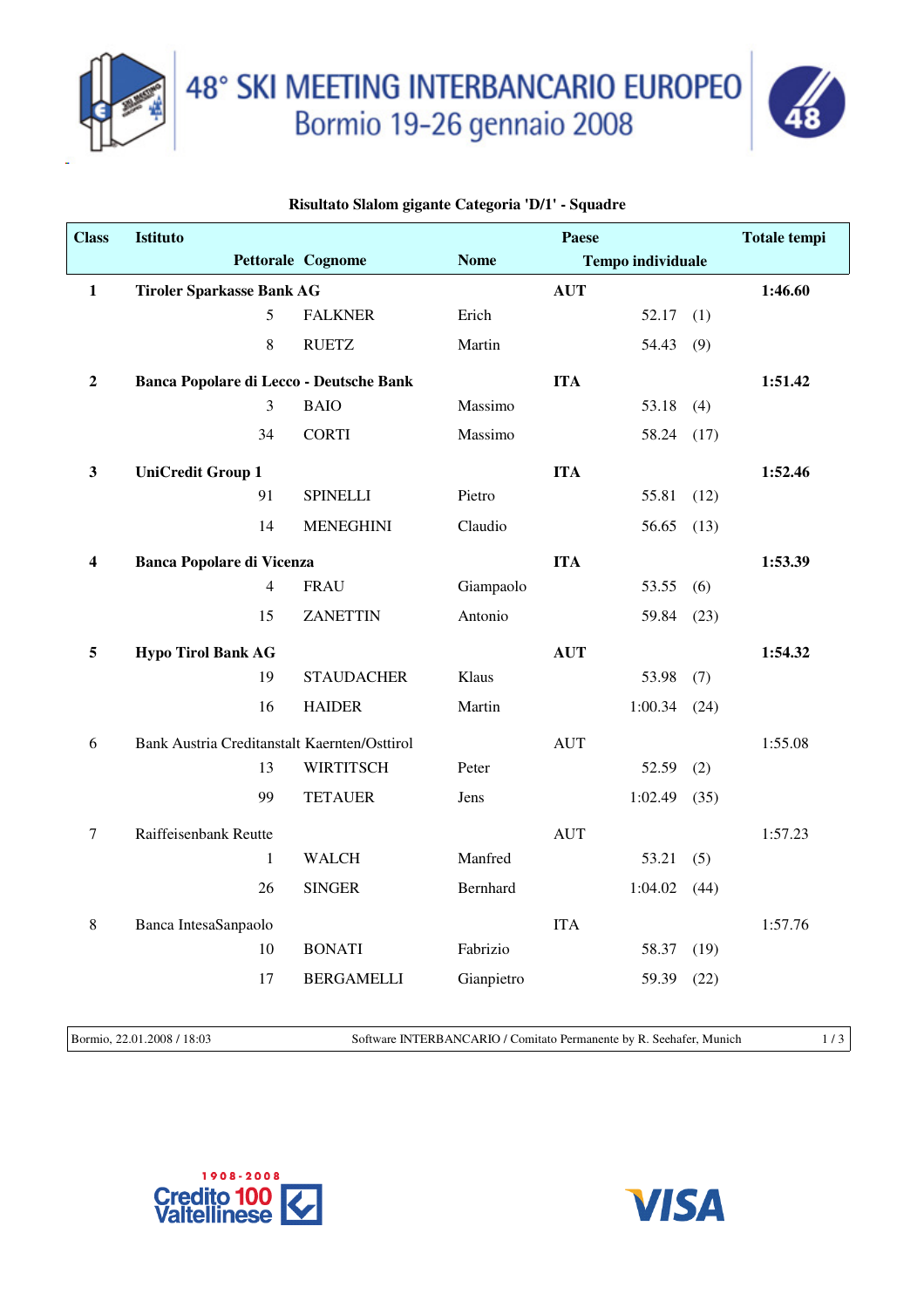# 48° SKI MEETING INTERBANCARIO EUROPEO
## Bormio 19-26 gennaio 2008

**Risultato Slalom gigante Categoria 'D/1' - Squadre**

| Class | Istituto | | | Paese | | Totale tempi |
|---|---|---|---|---|---|---|
| | Pettorale | Cognome | Nome | Tempo individuale | | |
| **1** | **Tiroler Sparkasse Bank AG** | | | **AUT** | | **1:46.60** |
| | 5 | FALKNER | Erich | 52.17 | (1) | |
| | 8 | RUETZ | Martin | 54.43 | (9) | |
| **2** | **Banca Popolare di Lecco - Deutsche Bank** | | | **ITA** | | **1:51.42** |
| | 3 | BAIO | Massimo | 53.18 | (4) | |
| | 34 | CORTI | Massimo | 58.24 | (17) | |
| **3** | **UniCredit Group 1** | | | **ITA** | | **1:52.46** |
| | 91 | SPINELLI | Pietro | 55.81 | (12) | |
| | 14 | MENEGHINI | Claudio | 56.65 | (13) | |
| **4** | **Banca Popolare di Vicenza** | | | **ITA** | | **1:53.39** |
| | 4 | FRAU | Giampaolo | 53.55 | (6) | |
| | 15 | ZANETTIN | Antonio | 59.84 | (23) | |
| **5** | **Hypo Tirol Bank AG** | | | **AUT** | | **1:54.32** |
| | 19 | STAUDACHER | Klaus | 53.98 | (7) | |
| | 16 | HAIDER | Martin | 1:00.34 | (24) | |
| 6 | Bank Austria Creditanstalt Kaernten/Osttirol | | | AUT | | 1:55.08 |
| | 13 | WIRTITSCH | Peter | 52.59 | (2) | |
| | 99 | TETAUER | Jens | 1:02.49 | (35) | |
| 7 | Raiffeisenbank Reutte | | | AUT | | 1:57.23 |
| | 1 | WALCH | Manfred | 53.21 | (5) | |
| | 26 | SINGER | Bernhard | 1:04.02 | (44) | |
| 8 | Banca IntesaSanpaolo | | | ITA | | 1:57.76 |
| | 10 | BONATI | Fabrizio | 58.37 | (19) | |
| | 17 | BERGAMELLI | Gianpietro | 59.39 | (22) | |

Bormio, 22.01.2008 / 18:03 — Software INTERBANCARIO / Comitato Permanente by R. Seehafer, Munich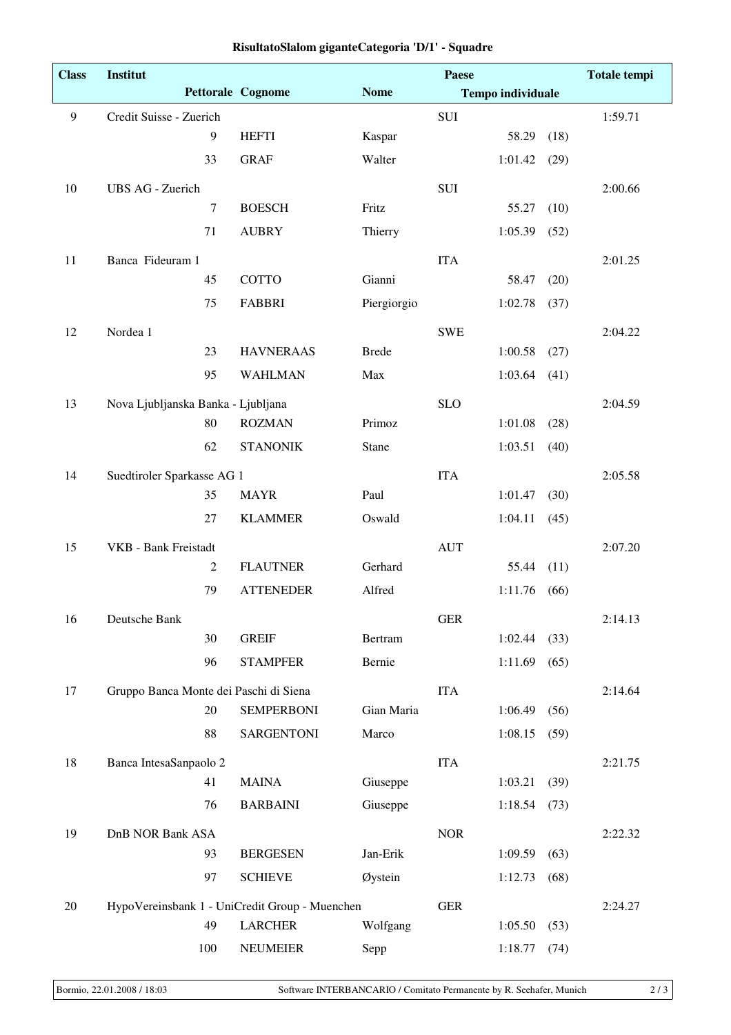# RisultatoSlalom giganteCategoria 'D/1' - Squadre

| Class | Institut | | | Paese | | | Totale tempi |
|---|---|---|---|---|---|---|---|
| | Pettorale | Cognome | Nome | Tempo individuale | | | |
| 9 | Credit Suisse - Zuerich | | | SUI | | | 1:59.71 |
| | 9 | HEFTI | Kaspar | | 58.29 | (18) | |
| | 33 | GRAF | Walter | | 1:01.42 | (29) | |
| 10 | UBS AG - Zuerich | | | SUI | | | 2:00.66 |
| | 7 | BOESCH | Fritz | | 55.27 | (10) | |
| | 71 | AUBRY | Thierry | | 1:05.39 | (52) | |
| 11 | Banca Fideuram 1 | | | ITA | | | 2:01.25 |
| | 45 | COTTO | Gianni | | 58.47 | (20) | |
| | 75 | FABBRI | Piergiorgio | | 1:02.78 | (37) | |
| 12 | Nordea 1 | | | SWE | | | 2:04.22 |
| | 23 | HAVNERAAS | Brede | | 1:00.58 | (27) | |
| | 95 | WAHLMAN | Max | | 1:03.64 | (41) | |
| 13 | Nova Ljubljanska Banka - Ljubljana | | | SLO | | | 2:04.59 |
| | 80 | ROZMAN | Primoz | | 1:01.08 | (28) | |
| | 62 | STANONIK | Stane | | 1:03.51 | (40) | |
| 14 | Suedtiroler Sparkasse AG 1 | | | ITA | | | 2:05.58 |
| | 35 | MAYR | Paul | | 1:01.47 | (30) | |
| | 27 | KLAMMER | Oswald | | 1:04.11 | (45) | |
| 15 | VKB - Bank Freistadt | | | AUT | | | 2:07.20 |
| | 2 | FLAUTNER | Gerhard | | 55.44 | (11) | |
| | 79 | ATTENEDER | Alfred | | 1:11.76 | (66) | |
| 16 | Deutsche Bank | | | GER | | | 2:14.13 |
| | 30 | GREIF | Bertram | | 1:02.44 | (33) | |
| | 96 | STAMPFER | Bernie | | 1:11.69 | (65) | |
| 17 | Gruppo Banca Monte dei Paschi di Siena | | | ITA | | | 2:14.64 |
| | 20 | SEMPERBONI | Gian Maria | | 1:06.49 | (56) | |
| | 88 | SARGENTONI | Marco | | 1:08.15 | (59) | |
| 18 | Banca IntesaSanpaolo 2 | | | ITA | | | 2:21.75 |
| | 41 | MAINA | Giuseppe | | 1:03.21 | (39) | |
| | 76 | BARBAINI | Giuseppe | | 1:18.54 | (73) | |
| 19 | DnB NOR Bank ASA | | | NOR | | | 2:22.32 |
| | 93 | BERGESEN | Jan-Erik | | 1:09.59 | (63) | |
| | 97 | SCHIEVE | Øystein | | 1:12.73 | (68) | |
| 20 | HypoVereinsbank 1 - UniCredit Group - Muenchen | | | GER | | | 2:24.27 |
| | 49 | LARCHER | Wolfgang | | 1:05.50 | (53) | |
| | 100 | NEUMEIER | Sepp | | 1:18.77 | (74) | |

Bormio, 22.01.2008 / 18:03 — Software INTERBANCARIO / Comitato Permanente by R. Seehafer, Munich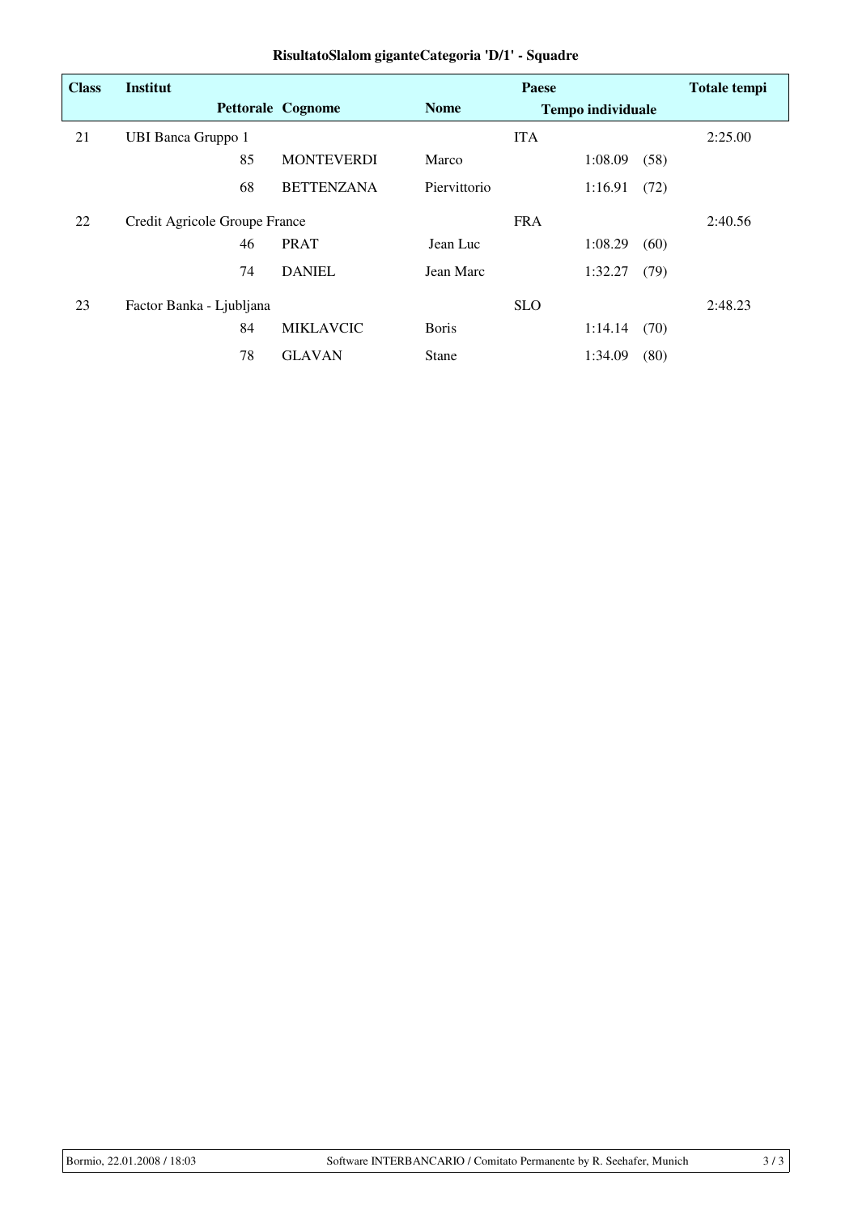# RisultatoSlalom giganteCategoria 'D/1' - Squadre

| Class | Institut | | | Paese | | | Totale tempi |
|---|---|---|---|---|---|---|---|
| | Pettorale | Cognome | Nome | Tempo individuale | | | |
| 21 | UBI Banca Gruppo 1 | | | ITA | | | 2:25.00 |
| | 85 | MONTEVERDI | Marco | | 1:08.09 | (58) | |
| | 68 | BETTENZANA | Piervittorio | | 1:16.91 | (72) | |
| 22 | Credit Agricole Groupe France | | | FRA | | | 2:40.56 |
| | 46 | PRAT | Jean Luc | | 1:08.29 | (60) | |
| | 74 | DANIEL | Jean Marc | | 1:32.27 | (79) | |
| 23 | Factor Banka - Ljubljana | | | SLO | | | 2:48.23 |
| | 84 | MIKLAVCIC | Boris | | 1:14.14 | (70) | |
| | 78 | GLAVAN | Stane | | 1:34.09 | (80) | |

Bormio, 22.01.2008 / 18:03 — Software INTERBANCARIO / Comitato Permanente by R. Seehafer, Munich